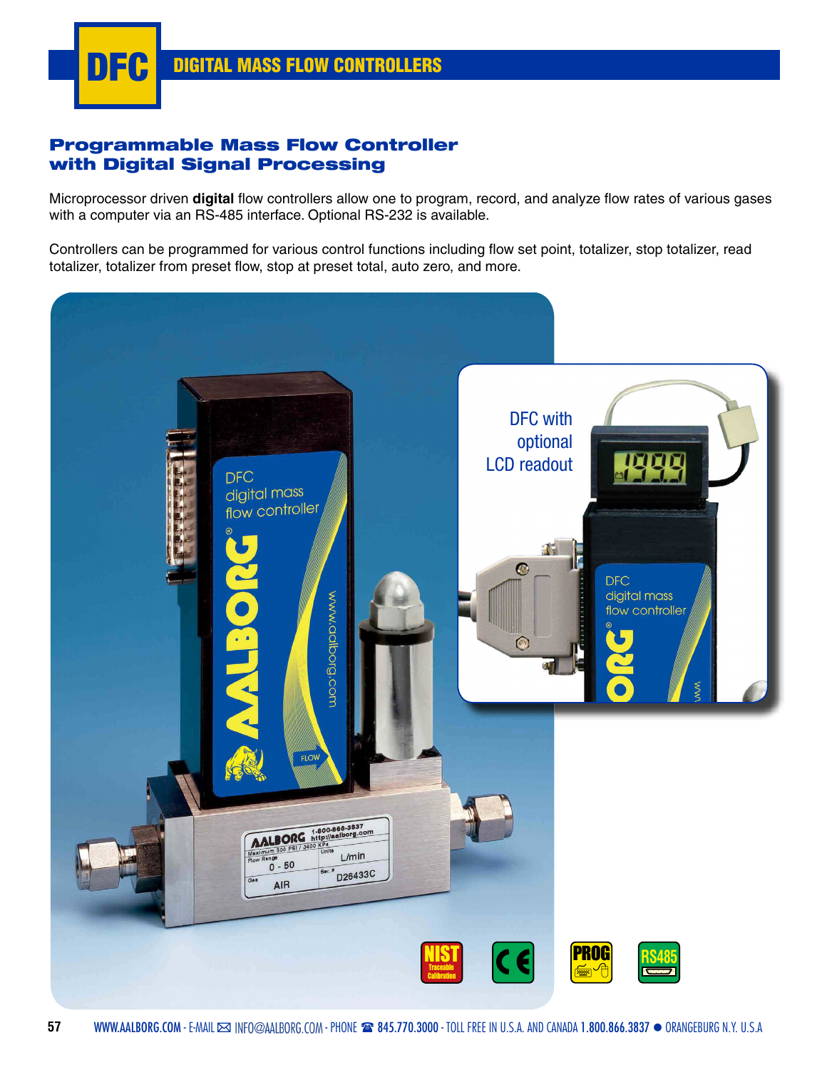# DFC DIGITAL MASS FLOW CONTROLLERS

## Programmable Mass Flow Controller with Digital Signal Processing

Microprocessor driven **digital** flow controllers allow one to program, record, and analyze flow rates of various gases with a computer via an RS-485 interface. Optional RS-232 is available.

Controllers can be programmed for various control functions including flow set point, totalizer, stop totalizer, read totalizer, totalizer from preset flow, stop at preset total, auto zero, and more.

DFC with optional LCD readout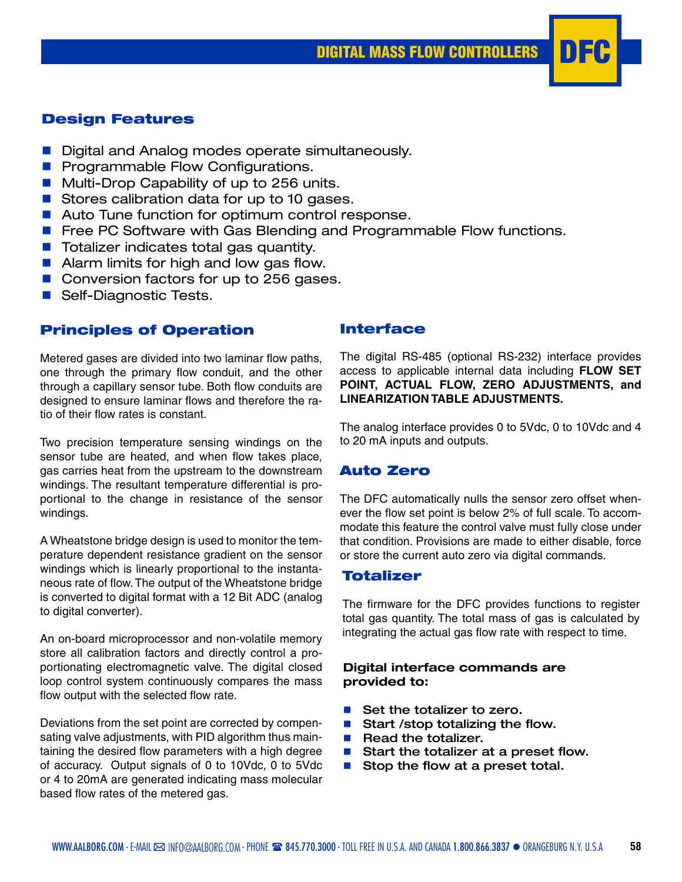## Design Features

- Digital and Analog modes operate simultaneously.
- Programmable Flow Configurations.
- Multi-Drop Capability of up to 256 units.
- Stores calibration data for up to 10 gases.
- Auto Tune function for optimum control response.
- Free PC Software with Gas Blending and Programmable Flow functions.
- Totalizer indicates total gas quantity.
- Alarm limits for high and low gas flow.
- Conversion factors for up to 256 gases.
- Self-Diagnostic Tests.

## Principles of Operation

Metered gases are divided into two laminar flow paths, one through the primary flow conduit, and the other through a capillary sensor tube. Both flow conduits are designed to ensure laminar flows and therefore the ratio of their flow rates is constant.

Two precision temperature sensing windings on the sensor tube are heated, and when flow takes place, gas carries heat from the upstream to the downstream windings. The resultant temperature differential is proportional to the change in resistance of the sensor windings.

A Wheatstone bridge design is used to monitor the temperature dependent resistance gradient on the sensor windings which is linearly proportional to the instantaneous rate of flow. The output of the Wheatstone bridge is converted to digital format with a 12 Bit ADC (analog to digital converter).

An on-board microprocessor and non-volatile memory store all calibration factors and directly control a proportionating electromagnetic valve. The digital closed loop control system continuously compares the mass flow output with the selected flow rate.

Deviations from the set point are corrected by compensating valve adjustments, with PID algorithm thus maintaining the desired flow parameters with a high degree of accuracy. Output signals of 0 to 10Vdc, 0 to 5Vdc or 4 to 20mA are generated indicating mass molecular based flow rates of the metered gas.

## Interface

The digital RS-485 (optional RS-232) interface provides access to applicable internal data including **FLOW SET POINT, ACTUAL FLOW, ZERO ADJUSTMENTS, and LINEARIZATION TABLE ADJUSTMENTS.**

The analog interface provides 0 to 5Vdc, 0 to 10Vdc and 4 to 20 mA inputs and outputs.

## Auto Zero

The DFC automatically nulls the sensor zero offset whenever the flow set point is below 2% of full scale. To accommodate this feature the control valve must fully close under that condition. Provisions are made to either disable, force or store the current auto zero via digital commands.

## Totalizer

The firmware for the DFC provides functions to register total gas quantity. The total mass of gas is calculated by integrating the actual gas flow rate with respect to time.

**Digital interface commands are provided to:**

- **Set the totalizer to zero.**
- **Start /stop totalizing the flow.**
- **Read the totalizer.**
- **Start the totalizer at a preset flow.**
- **Stop the flow at a preset total.**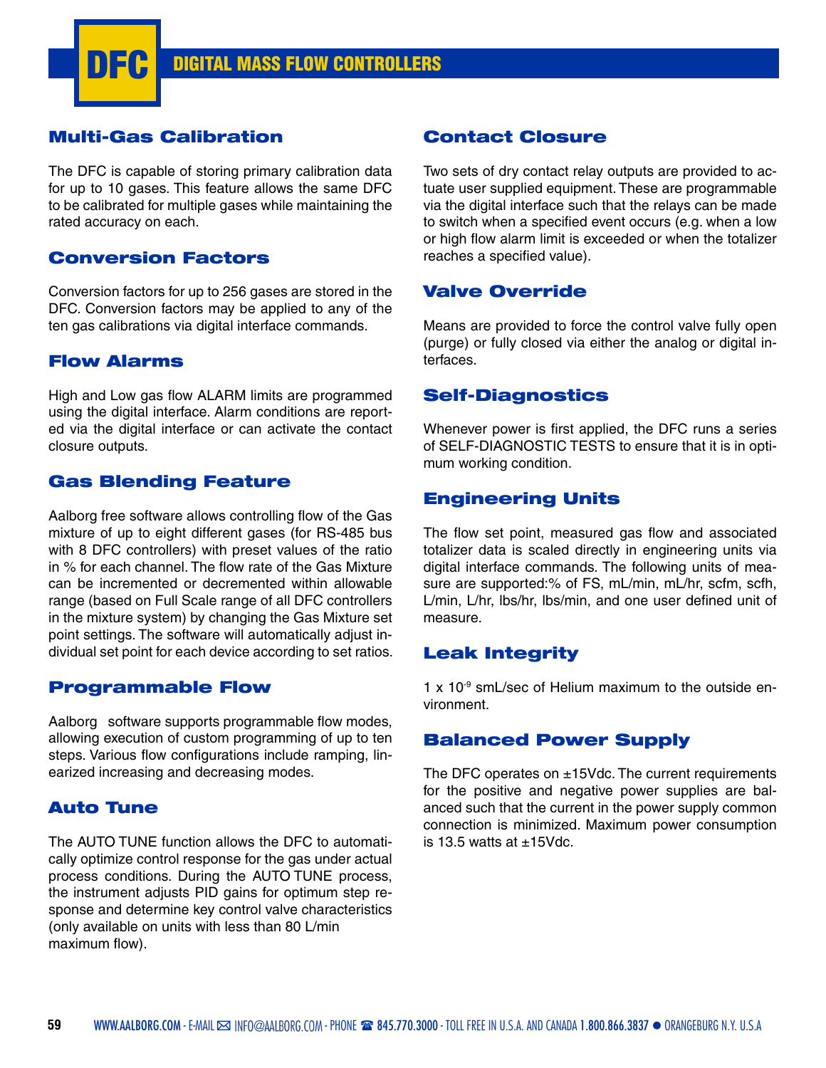# DFC DIGITAL MASS FLOW CONTROLLERS

## Multi-Gas Calibration

The DFC is capable of storing primary calibration data for up to 10 gases. This feature allows the same DFC to be calibrated for multiple gases while maintaining the rated accuracy on each.

## Conversion Factors

Conversion factors for up to 256 gases are stored in the DFC. Conversion factors may be applied to any of the ten gas calibrations via digital interface commands.

## Flow Alarms

High and Low gas flow ALARM limits are programmed using the digital interface. Alarm conditions are reported via the digital interface or can activate the contact closure outputs.

## Gas Blending Feature

Aalborg free software allows controlling flow of the Gas mixture of up to eight different gases (for RS-485 bus with 8 DFC controllers) with preset values of the ratio in % for each channel. The flow rate of the Gas Mixture can be incremented or decremented within allowable range (based on Full Scale range of all DFC controllers in the mixture system) by changing the Gas Mixture set point settings. The software will automatically adjust individual set point for each device according to set ratios.

## Programmable Flow

Aalborg software supports programmable flow modes, allowing execution of custom programming of up to ten steps. Various flow configurations include ramping, linearized increasing and decreasing modes.

## Auto Tune

The AUTO TUNE function allows the DFC to automatically optimize control response for the gas under actual process conditions. During the AUTO TUNE process, the instrument adjusts PID gains for optimum step response and determine key control valve characteristics (only available on units with less than 80 L/min maximum flow).

## Contact Closure

Two sets of dry contact relay outputs are provided to actuate user supplied equipment. These are programmable via the digital interface such that the relays can be made to switch when a specified event occurs (e.g. when a low or high flow alarm limit is exceeded or when the totalizer reaches a specified value).

## Valve Override

Means are provided to force the control valve fully open (purge) or fully closed via either the analog or digital interfaces.

## Self-Diagnostics

Whenever power is first applied, the DFC runs a series of SELF-DIAGNOSTIC TESTS to ensure that it is in optimum working condition.

## Engineering Units

The flow set point, measured gas flow and associated totalizer data is scaled directly in engineering units via digital interface commands. The following units of measure are supported:% of FS, mL/min, mL/hr, scfm, scfh, L/min, L/hr, lbs/hr, lbs/min, and one user defined unit of measure.

## Leak Integrity

1 x $10^{-9}$ smL/sec of Helium maximum to the outside environment.

## Balanced Power Supply

The DFC operates on ±15Vdc. The current requirements for the positive and negative power supplies are balanced such that the current in the power supply common connection is minimized. Maximum power consumption is 13.5 watts at ±15Vdc.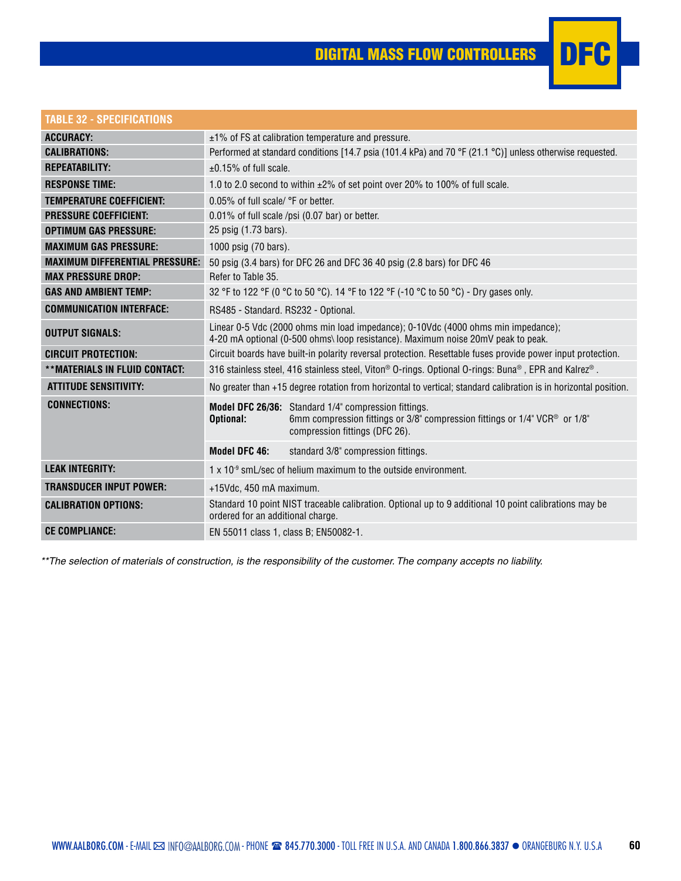# DIGITAL MASS FLOW CONTROLLERS DFC

| TABLE 32 - SPECIFICATIONS | |
|---|---|
| **ACCURACY:** | ±1% of FS at calibration temperature and pressure. |
| **CALIBRATIONS:** | Performed at standard conditions [14.7 psia (101.4 kPa) and 70 °F (21.1 °C)] unless otherwise requested. |
| **REPEATABILITY:** | ±0.15% of full scale. |
| **RESPONSE TIME:** | 1.0 to 2.0 second to within ±2% of set point over 20% to 100% of full scale. |
| **TEMPERATURE COEFFICIENT:** | 0.05% of full scale/ °F or better. |
| **PRESSURE COEFFICIENT:** | 0.01% of full scale /psi (0.07 bar) or better. |
| **OPTIMUM GAS PRESSURE:** | 25 psig (1.73 bars). |
| **MAXIMUM GAS PRESSURE:** | 1000 psig (70 bars). |
| **MAXIMUM DIFFERENTIAL PRESSURE:** | 50 psig (3.4 bars) for DFC 26 and DFC 36 40 psig (2.8 bars) for DFC 46 |
| **MAX PRESSURE DROP:** | Refer to Table 35. |
| **GAS AND AMBIENT TEMP:** | 32 °F to 122 °F (0 °C to 50 °C). 14 °F to 122 °F (-10 °C to 50 °C) - Dry gases only. |
| **COMMUNICATION INTERFACE:** | RS485 - Standard. RS232 - Optional. |
| **OUTPUT SIGNALS:** | Linear 0-5 Vdc (2000 ohms min load impedance); 0-10Vdc (4000 ohms min impedance); 4-20 mA optional (0-500 ohms\ loop resistance). Maximum noise 20mV peak to peak. |
| **CIRCUIT PROTECTION:** | Circuit boards have built-in polarity reversal protection. Resettable fuses provide power input protection. |
| **\*\*MATERIALS IN FLUID CONTACT:** | 316 stainless steel, 416 stainless steel, Viton® O-rings. Optional O-rings: Buna®, EPR and Kalrez®. |
| **ATTITUDE SENSITIVITY:** | No greater than +15 degree rotation from horizontal to vertical; standard calibration is in horizontal position. |
| **CONNECTIONS:** | **Model DFC 26/36:** Standard 1/4" compression fittings. **Optional:** 6mm compression fittings or 3/8" compression fittings or 1/4" VCR® or 1/8" compression fittings (DFC 26). |
| | **Model DFC 46:** standard 3/8" compression fittings. |
| **LEAK INTEGRITY:** | 1 x $10^{-9}$ smL/sec of helium maximum to the outside environment. |
| **TRANSDUCER INPUT POWER:** | +15Vdc, 450 mA maximum. |
| **CALIBRATION OPTIONS:** | Standard 10 point NIST traceable calibration. Optional up to 9 additional 10 point calibrations may be ordered for an additional charge. |
| **CE COMPLIANCE:** | EN 55011 class 1, class B; EN50082-1. |

*\*\*The selection of materials of construction, is the responsibility of the customer. The company accepts no liability.*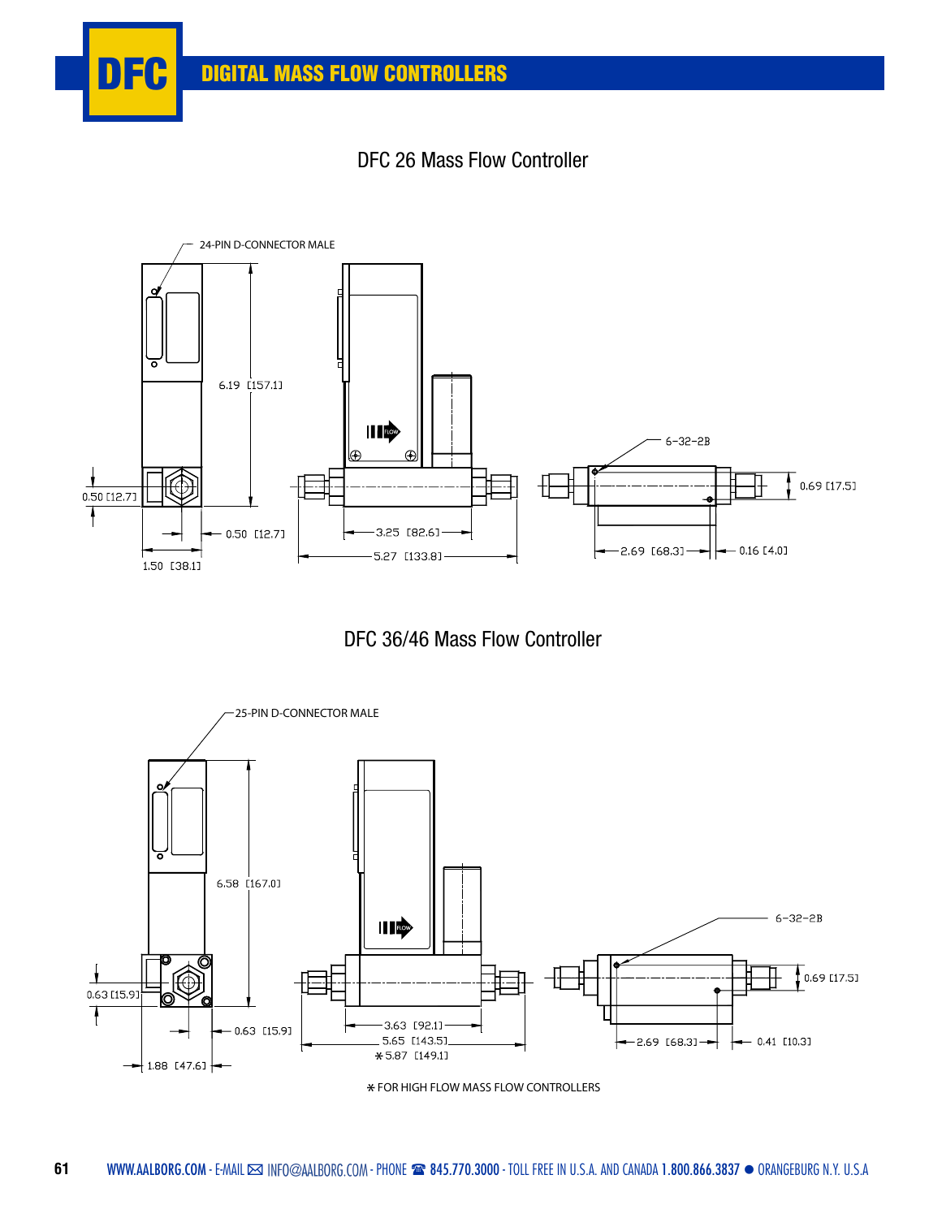## DFC 26 Mass Flow Controller

24-PIN D-CONNECTOR MALE

6.19 [157.1]

0.50 [12.7]

0.50 [12.7]

1.50 [38.1]

3.25 [82.6]

5.27 [133.8]

6-32-2B

0.69 [17.5]

2.69 [68.3]

0.16 [4.0]

## DFC 36/46 Mass Flow Controller

25-PIN D-CONNECTOR MALE

6.58 [167.0]

0.63 [15.9]

0.63 [15.9]

1.88 [47.6]

3.63 [92.1]

5.65 [143.5]

*5.87 [149.1]

6-32-2B

0.69 [17.5]

2.69 [68.3]

0.41 [10.3]

* FOR HIGH FLOW MASS FLOW CONTROLLERS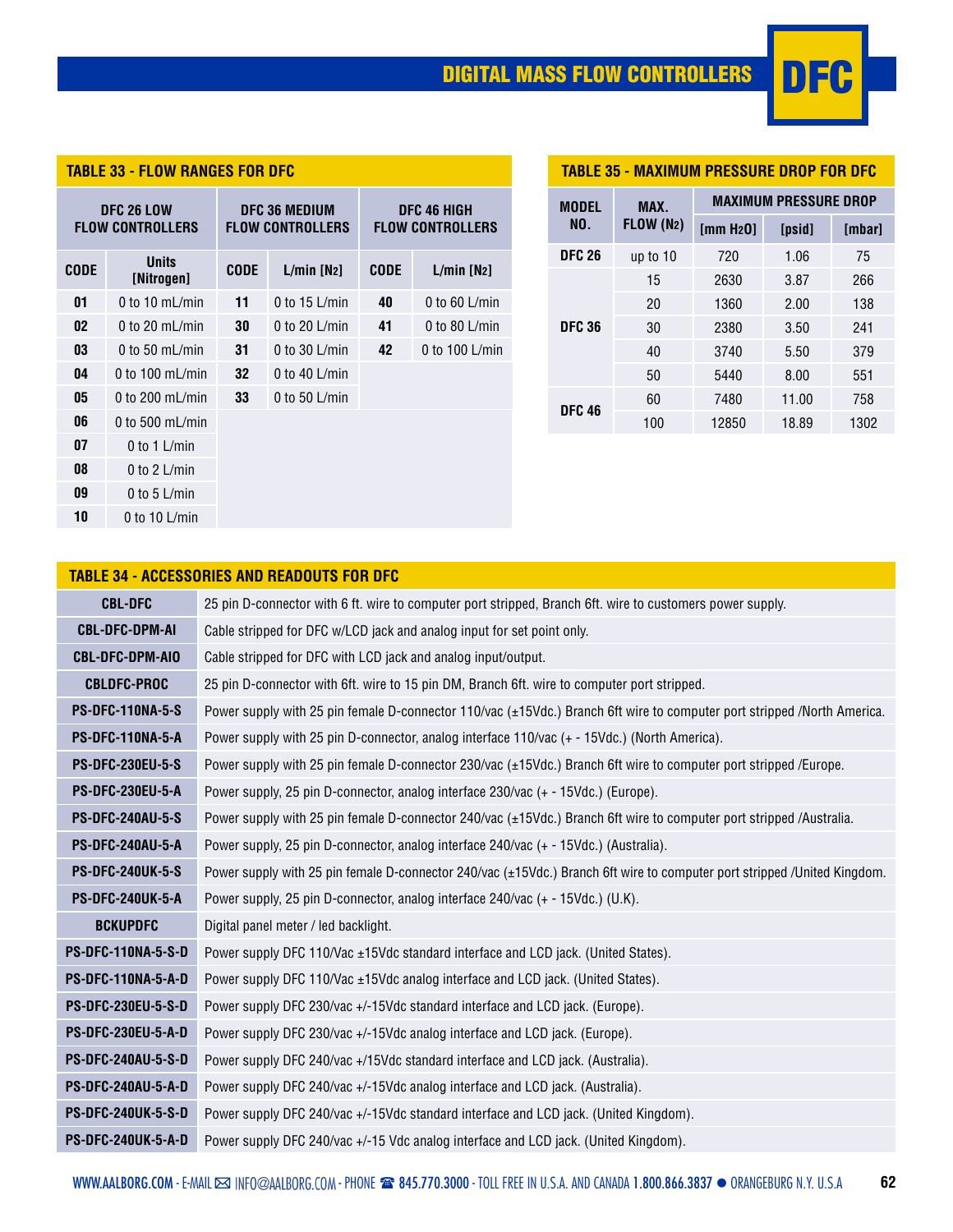## DIGITAL MASS FLOW CONTROLLERS DFC

### TABLE 33 - FLOW RANGES FOR DFC

| DFC 26 LOW FLOW CONTROLLERS | | DFC 36 MEDIUM FLOW CONTROLLERS | | DFC 46 HIGH FLOW CONTROLLERS | |
|---|---|---|---|---|---|
| CODE | Units [Nitrogen] | CODE | L/min [$N_2$] | CODE | L/min [$N_2$] |
| 01 | 0 to 10 mL/min | 11 | 0 to 15 L/min | 40 | 0 to 60 L/min |
| 02 | 0 to 20 mL/min | 30 | 0 to 20 L/min | 41 | 0 to 80 L/min |
| 03 | 0 to 50 mL/min | 31 | 0 to 30 L/min | 42 | 0 to 100 L/min |
| 04 | 0 to 100 mL/min | 32 | 0 to 40 L/min | | |
| 05 | 0 to 200 mL/min | 33 | 0 to 50 L/min | | |
| 06 | 0 to 500 mL/min | | | | |
| 07 | 0 to 1 L/min | | | | |
| 08 | 0 to 2 L/min | | | | |
| 09 | 0 to 5 L/min | | | | |
| 10 | 0 to 10 L/min | | | | |

### TABLE 35 - MAXIMUM PRESSURE DROP FOR DFC

| MODEL NO. | MAX. FLOW ($N_2$) | MAXIMUM PRESSURE DROP | | |
|---|---|---|---|---|
| | | [mm $H_2O$] | [psid] | [mbar] |
| DFC 26 | up to 10 | 720 | 1.06 | 75 |
| DFC 36 | 15 | 2630 | 3.87 | 266 |
| | 20 | 1360 | 2.00 | 138 |
| | 30 | 2380 | 3.50 | 241 |
| | 40 | 3740 | 5.50 | 379 |
| | 50 | 5440 | 8.00 | 551 |
| DFC 46 | 60 | 7480 | 11.00 | 758 |
| | 100 | 12850 | 18.89 | 1302 |

### TABLE 34 - ACCESSORIES AND READOUTS FOR DFC

| | |
|---|---|
| CBL-DFC | 25 pin D-connector with 6 ft. wire to computer port stripped, Branch 6ft. wire to customers power supply. |
| CBL-DFC-DPM-AI | Cable stripped for DFC w/LCD jack and analog input for set point only. |
| CBL-DFC-DPM-AIO | Cable stripped for DFC with LCD jack and analog input/output. |
| CBLDFC-PROC | 25 pin D-connector with 6ft. wire to 15 pin DM, Branch 6ft. wire to computer port stripped. |
| PS-DFC-110NA-5-S | Power supply with 25 pin female D-connector 110/vac (±15Vdc.) Branch 6ft wire to computer port stripped /North America. |
| PS-DFC-110NA-5-A | Power supply with 25 pin D-connector, analog interface 110/vac (+ - 15Vdc.) (North America). |
| PS-DFC-230EU-5-S | Power supply with 25 pin female D-connector 230/vac (±15Vdc.) Branch 6ft wire to computer port stripped /Europe. |
| PS-DFC-230EU-5-A | Power supply, 25 pin D-connector, analog interface 230/vac (+ - 15Vdc.) (Europe). |
| PS-DFC-240AU-5-S | Power supply with 25 pin female D-connector 240/vac (±15Vdc.) Branch 6ft wire to computer port stripped /Australia. |
| PS-DFC-240AU-5-A | Power supply, 25 pin D-connector, analog interface 240/vac (+ - 15Vdc.) (Australia). |
| PS-DFC-240UK-5-S | Power supply with 25 pin female D-connector 240/vac (±15Vdc.) Branch 6ft wire to computer port stripped /United Kingdom. |
| PS-DFC-240UK-5-A | Power supply, 25 pin D-connector, analog interface 240/vac (+ - 15Vdc.) (U.K). |
| BCKUPDFC | Digital panel meter / led backlight. |
| PS-DFC-110NA-5-S-D | Power supply DFC 110/Vac ±15Vdc standard interface and LCD jack. (United States). |
| PS-DFC-110NA-5-A-D | Power supply DFC 110/Vac ±15Vdc analog interface and LCD jack. (United States). |
| PS-DFC-230EU-5-S-D | Power supply DFC 230/vac +/-15Vdc standard interface and LCD jack. (Europe). |
| PS-DFC-230EU-5-A-D | Power supply DFC 230/vac +/-15Vdc analog interface and LCD jack. (Europe). |
| PS-DFC-240AU-5-S-D | Power supply DFC 240/vac +/15Vdc standard interface and LCD jack. (Australia). |
| PS-DFC-240AU-5-A-D | Power supply DFC 240/vac +/-15Vdc analog interface and LCD jack. (Australia). |
| PS-DFC-240UK-5-S-D | Power supply DFC 240/vac +/-15Vdc standard interface and LCD jack. (United Kingdom). |
| PS-DFC-240UK-5-A-D | Power supply DFC 240/vac +/-15 Vdc analog interface and LCD jack. (United Kingdom). |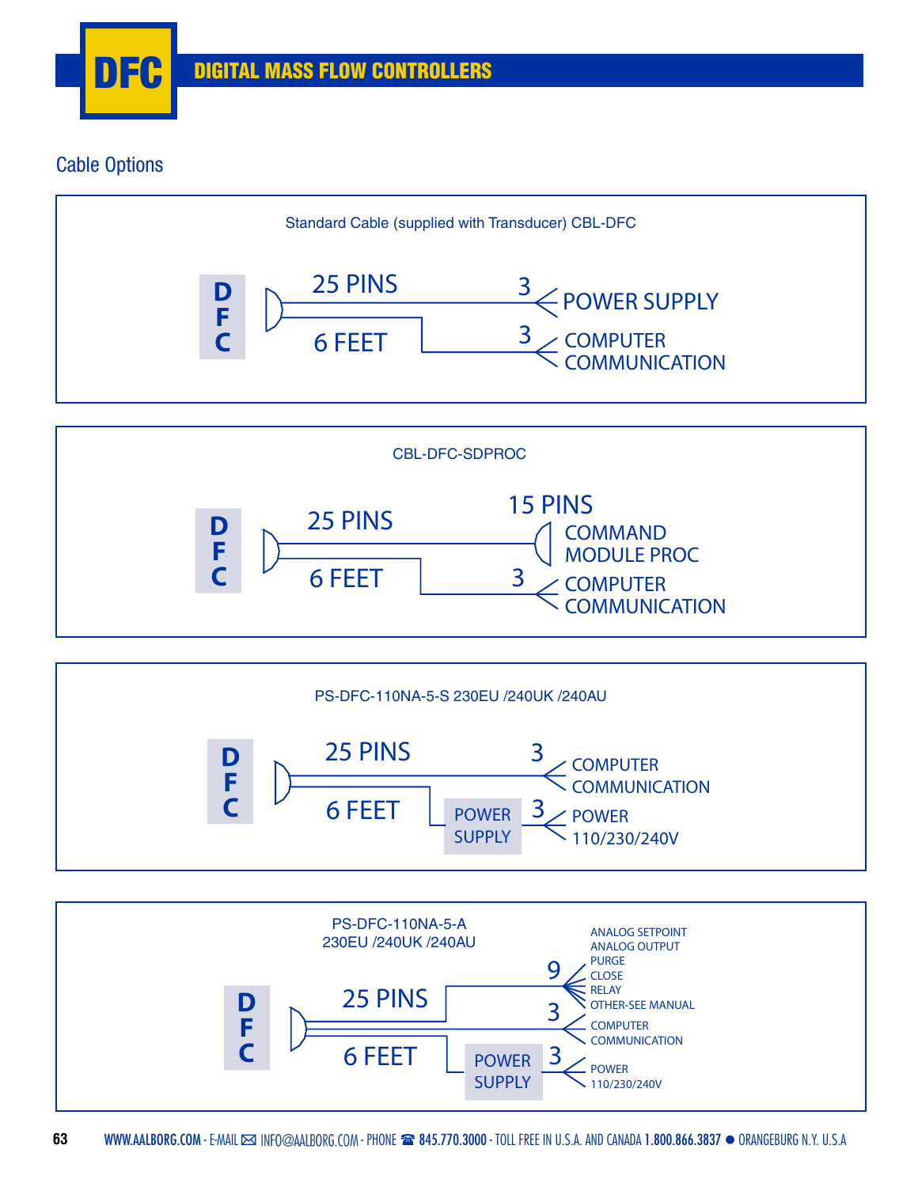## Cable Options

### Standard Cable (supplied with Transducer) CBL-DFC

DFC — 25 PINS — 6 FEET

- 3 — POWER SUPPLY
- 3 — COMPUTER COMMUNICATION

### CBL-DFC-SDPROC

DFC — 25 PINS — 6 FEET

- 15 PINS — COMMAND MODULE PROC
- 3 — COMPUTER COMMUNICATION

### PS-DFC-110NA-5-S 230EU /240UK /240AU

DFC — 25 PINS — 6 FEET

- 3 — COMPUTER COMMUNICATION
- POWER SUPPLY — 3 — POWER 110/230/240V

### PS-DFC-110NA-5-A 230EU /240UK /240AU

DFC — 25 PINS — 6 FEET

- 9 — ANALOG SETPOINT, ANALOG OUTPUT, PURGE, CLOSE, RELAY, OTHER-SEE MANUAL
- 3 — COMPUTER COMMUNICATION
- POWER SUPPLY — 3 — POWER 110/230/240V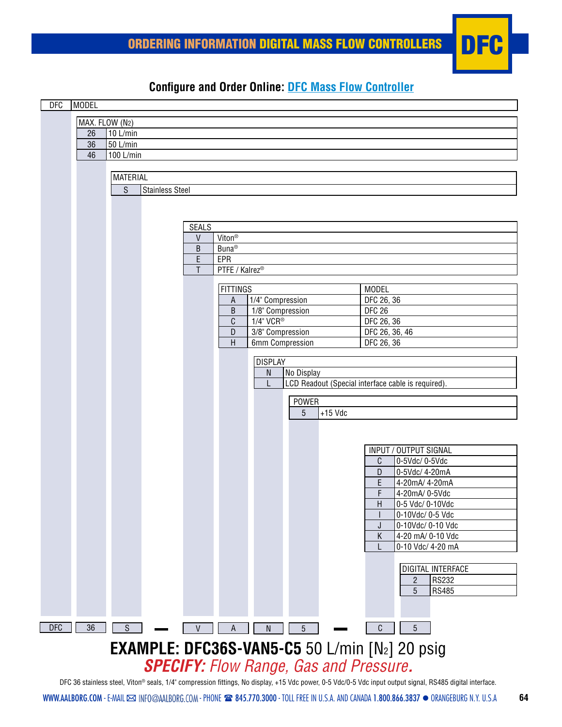# ORDERING INFORMATION DIGITAL MASS FLOW CONTROLLERS

**DFC**

### Configure and Order Online: DFC Mass Flow Controller

| DFC | MODEL |
|---|---|

| MAX. FLOW ($N_2$) | |
|---|---|
| 26 | 10 L/min |
| 36 | 50 L/min |
| 46 | 100 L/min |

| MATERIAL | |
|---|---|
| S | Stainless Steel |

| SEALS | |
|---|---|
| V | Viton® |
| B | Buna® |
| E | EPR |
| T | PTFE / Kalrez® |

| FITTINGS | | MODEL |
|---|---|---|
| A | 1/4" Compression | DFC 26, 36 |
| B | 1/8" Compression | DFC 26 |
| C | 1/4" VCR® | DFC 26, 36 |
| D | 3/8" Compression | DFC 26, 36, 46 |
| H | 6mm Compression | DFC 26, 36 |

| DISPLAY | |
|---|---|
| N | No Display |
| L | LCD Readout (Special interface cable is required). |

| POWER | |
|---|---|
| 5 | +15 Vdc |

| INPUT / OUTPUT SIGNAL | |
|---|---|
| C | 0-5Vdc/ 0-5Vdc |
| D | 0-5Vdc/ 4-20mA |
| E | 4-20mA/ 4-20mA |
| F | 4-20mA/ 0-5Vdc |
| H | 0-5 Vdc/ 0-10Vdc |
| I | 0-10Vdc/ 0-5 Vdc |
| J | 0-10Vdc/ 0-10 Vdc |
| K | 4-20 mA/ 0-10 Vdc |
| L | 0-10 Vdc/ 4-20 mA |

| DIGITAL INTERFACE | |
|---|---|
| 2 | RS232 |
| 5 | RS485 |

DFC 36 S — V A N 5 — C 5

**EXAMPLE: DFC36S-VAN5-C5** 50 L/min [$N_2$] 20 psig

***SPECIFY:*** *Flow Range, Gas and Pressure.*

DFC 36 stainless steel, Viton® seals, 1/4" compression fittings, No display, +15 Vdc power, 0-5 Vdc/0-5 Vdc input output signal, RS485 digital interface.

WWW.AALBORG.COM - E-MAIL INFO@AALBORG.COM - PHONE 845.770.3000 - TOLL FREE IN U.S.A. AND CANADA 1.800.866.3837 ● ORANGEBURG N.Y. U.S.A